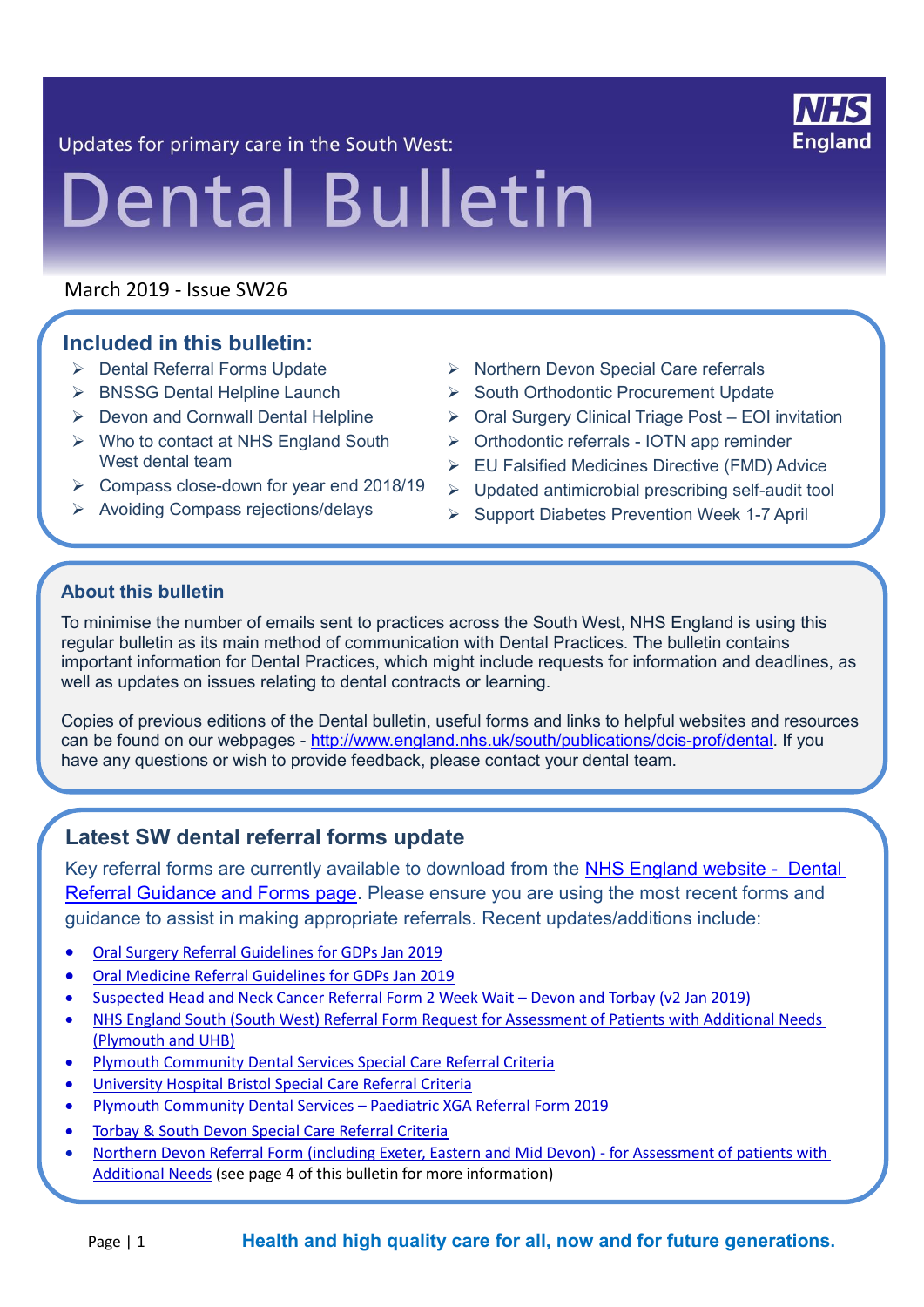Updates for primary care in the South West:

# Dental Bulletin

March 2019 - Issue SW26

## Included in this bulletin:

- Dental Referral Forms Update
- BNSSG Dental Helpline Launch
- Devon and Cornwall Dental Helpline
- Who to contact at NHS England South West dental team
- Compass close-down for year end 2018/19
- Avoiding Compass rejections/delays
- Northern Devon Special Care referrals
- South Orthodontic Procurement Update
- Oral Surgery Clinical Triage Post – EOI invitation
- Orthodontic referrals - IOTN app reminder
- EU Falsified Medicines Directive (FMD) Advice
- Updated antimicrobial prescribing self-audit tool
- Support Diabetes Prevention Week 1-7 April

### About this bulletin

To minimise the number of emails sent to practices across the South West, NHS England is using this regular bulletin as its main method of communication with Dental Practices. The bulletin contains important information for Dental Practices, which might include requests for information and deadlines, as well as updates on issues relating to dental contracts or learning.

Copies of previous editions of the Dental bulletin, useful forms and links to helpful websites and resources can be found on our webpages - http://www.england.nhs.uk/south/publications/dcis-prof/dental. If you have any questions or wish to provide feedback, please contact your dental team.

## Latest SW dental referral forms update

Key referral forms are currently available to download from the NHS England website - Dental Referral Guidance and Forms page. Please ensure you are using the most recent forms and guidance to assist in making appropriate referrals. Recent updates/additions include:

- Oral Surgery Referral Guidelines for GDPs Jan 2019
- Oral Medicine Referral Guidelines for GDPs Jan 2019
- Suspected Head and Neck Cancer Referral Form 2 Week Wait – Devon and Torbay (v2 Jan 2019)
- NHS England South (South West) Referral Form Request for Assessment of Patients with Additional Needs (Plymouth and UHB)
- Plymouth Community Dental Services Special Care Referral Criteria
- University Hospital Bristol Special Care Referral Criteria
- Plymouth Community Dental Services – Paediatric XGA Referral Form 2019
- Torbay & South Devon Special Care Referral Criteria
- Northern Devon Referral Form (including Exeter, Eastern and Mid Devon) - for Assessment of patients with Additional Needs (see page 4 of this bulletin for more information)

**Health and high quality care for all, now and for future generations.**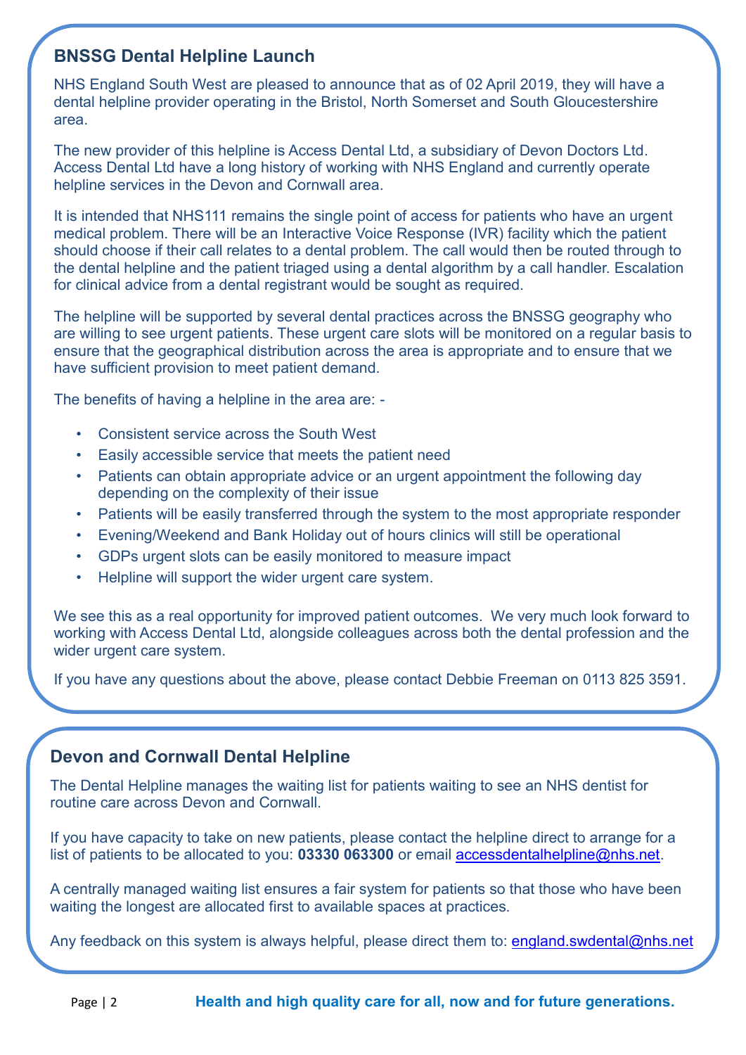## BNSSG Dental Helpline Launch

NHS England South West are pleased to announce that as of 02 April 2019, they will have a dental helpline provider operating in the Bristol, North Somerset and South Gloucestershire area.

The new provider of this helpline is Access Dental Ltd, a subsidiary of Devon Doctors Ltd. Access Dental Ltd have a long history of working with NHS England and currently operate helpline services in the Devon and Cornwall area.

It is intended that NHS111 remains the single point of access for patients who have an urgent medical problem. There will be an Interactive Voice Response (IVR) facility which the patient should choose if their call relates to a dental problem. The call would then be routed through to the dental helpline and the patient triaged using a dental algorithm by a call handler. Escalation for clinical advice from a dental registrant would be sought as required.

The helpline will be supported by several dental practices across the BNSSG geography who are willing to see urgent patients. These urgent care slots will be monitored on a regular basis to ensure that the geographical distribution across the area is appropriate and to ensure that we have sufficient provision to meet patient demand.

The benefits of having a helpline in the area are: -

- Consistent service across the South West
- Easily accessible service that meets the patient need
- Patients can obtain appropriate advice or an urgent appointment the following day depending on the complexity of their issue
- Patients will be easily transferred through the system to the most appropriate responder
- Evening/Weekend and Bank Holiday out of hours clinics will still be operational
- GDPs urgent slots can be easily monitored to measure impact
- Helpline will support the wider urgent care system.

We see this as a real opportunity for improved patient outcomes. We very much look forward to working with Access Dental Ltd, alongside colleagues across both the dental profession and the wider urgent care system.

If you have any questions about the above, please contact Debbie Freeman on 0113 825 3591.

## Devon and Cornwall Dental Helpline

The Dental Helpline manages the waiting list for patients waiting to see an NHS dentist for routine care across Devon and Cornwall.

If you have capacity to take on new patients, please contact the helpline direct to arrange for a list of patients to be allocated to you: **03330 063300** or email accessdentalhelpline@nhs.net.

A centrally managed waiting list ensures a fair system for patients so that those who have been waiting the longest are allocated first to available spaces at practices.

Any feedback on this system is always helpful, please direct them to: england.swdental@nhs.net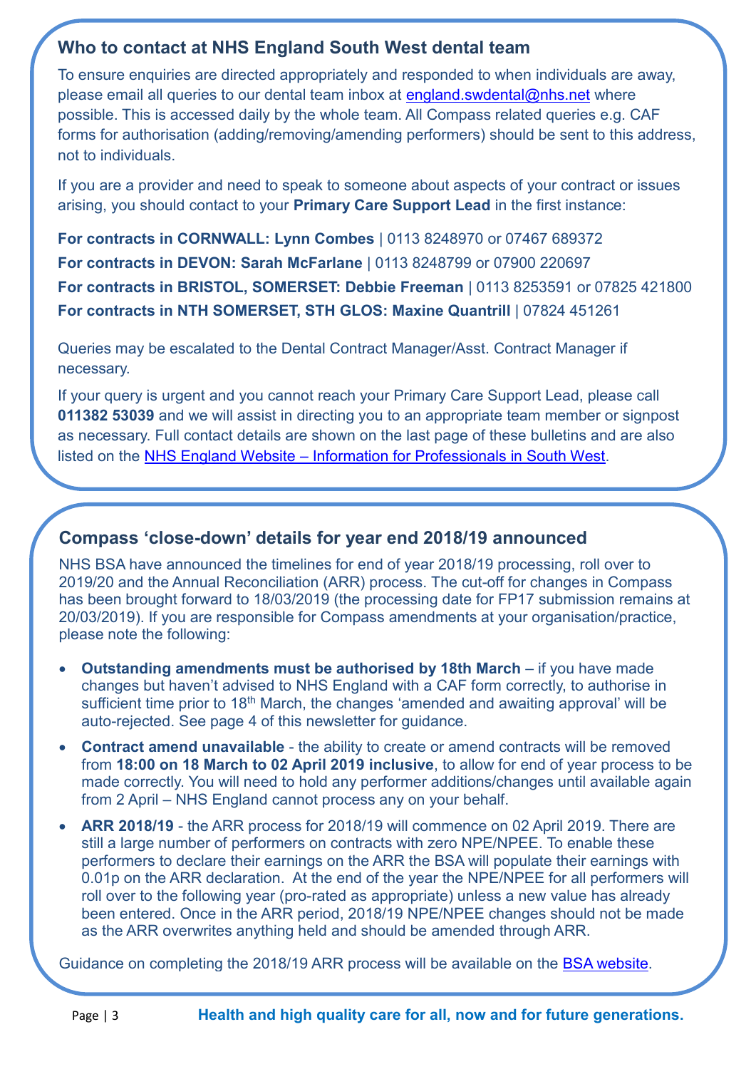## Who to contact at NHS England South West dental team

To ensure enquiries are directed appropriately and responded to when individuals are away, please email all queries to our dental team inbox at [england.swdental@nhs.net](mailto:england.swdental@nhs.net) where possible. This is accessed daily by the whole team. All Compass related queries e.g. CAF forms for authorisation (adding/removing/amending performers) should be sent to this address, not to individuals.

If you are a provider and need to speak to someone about aspects of your contract or issues arising, you should contact to your **Primary Care Support Lead** in the first instance:

**For contracts in CORNWALL: Lynn Combes** | 0113 8248970 or 07467 689372

**For contracts in DEVON: Sarah McFarlane** | 0113 8248799 or 07900 220697

**For contracts in BRISTOL, SOMERSET: Debbie Freeman** | 0113 8253591 or 07825 421800

**For contracts in NTH SOMERSET, STH GLOS: Maxine Quantrill** | 07824 451261

Queries may be escalated to the Dental Contract Manager/Asst. Contract Manager if necessary.

If your query is urgent and you cannot reach your Primary Care Support Lead, please call **011382 53039** and we will assist in directing you to an appropriate team member or signpost as necessary. Full contact details are shown on the last page of these bulletins and are also listed on the [NHS England Website – Information for Professionals in South West](#).

## Compass 'close-down' details for year end 2018/19 announced

NHS BSA have announced the timelines for end of year 2018/19 processing, roll over to 2019/20 and the Annual Reconciliation (ARR) process. The cut-off for changes in Compass has been brought forward to 18/03/2019 (the processing date for FP17 submission remains at 20/03/2019). If you are responsible for Compass amendments at your organisation/practice, please note the following:

- **Outstanding amendments must be authorised by 18th March** – if you have made changes but haven't advised to NHS England with a CAF form correctly, to authorise in sufficient time prior to 18th March, the changes 'amended and awaiting approval' will be auto-rejected. See page 4 of this newsletter for guidance.
- **Contract amend unavailable** - the ability to create or amend contracts will be removed from **18:00 on 18 March to 02 April 2019 inclusive**, to allow for end of year process to be made correctly. You will need to hold any performer additions/changes until available again from 2 April – NHS England cannot process any on your behalf.
- **ARR 2018/19** - the ARR process for 2018/19 will commence on 02 April 2019. There are still a large number of performers on contracts with zero NPE/NPEE. To enable these performers to declare their earnings on the ARR the BSA will populate their earnings with 0.01p on the ARR declaration. At the end of the year the NPE/NPEE for all performers will roll over to the following year (pro-rated as appropriate) unless a new value has already been entered. Once in the ARR period, 2018/19 NPE/NPEE changes should not be made as the ARR overwrites anything held and should be amended through ARR.

Guidance on completing the 2018/19 ARR process will be available on the [BSA website](#).

**Health and high quality care for all, now and for future generations.**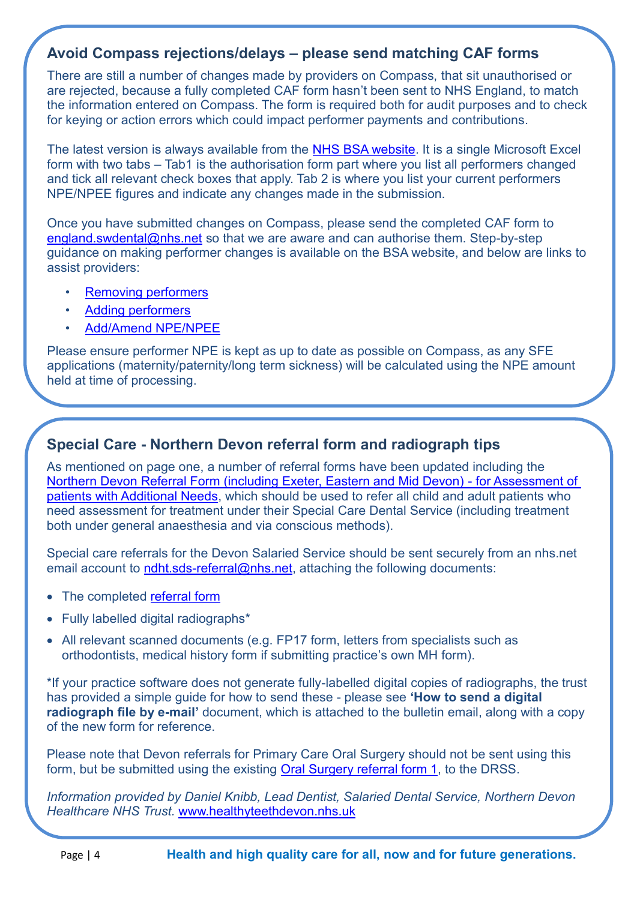## Avoid Compass rejections/delays – please send matching CAF forms

There are still a number of changes made by providers on Compass, that sit unauthorised or are rejected, because a fully completed CAF form hasn't been sent to NHS England, to match the information entered on Compass. The form is required both for audit purposes and to check for keying or action errors which could impact performer payments and contributions.

The latest version is always available from the NHS BSA website. It is a single Microsoft Excel form with two tabs – Tab1 is the authorisation form part where you list all performers changed and tick all relevant check boxes that apply. Tab 2 is where you list your current performers NPE/NPEE figures and indicate any changes made in the submission.

Once you have submitted changes on Compass, please send the completed CAF form to england.swdental@nhs.net so that we are aware and can authorise them. Step-by-step guidance on making performer changes is available on the BSA website, and below are links to assist providers:

- Removing performers
- Adding performers
- Add/Amend NPE/NPEE

Please ensure performer NPE is kept as up to date as possible on Compass, as any SFE applications (maternity/paternity/long term sickness) will be calculated using the NPE amount held at time of processing.

## Special Care - Northern Devon referral form and radiograph tips

As mentioned on page one, a number of referral forms have been updated including the Northern Devon Referral Form (including Exeter, Eastern and Mid Devon) - for Assessment of patients with Additional Needs, which should be used to refer all child and adult patients who need assessment for treatment under their Special Care Dental Service (including treatment both under general anaesthesia and via conscious methods).

Special care referrals for the Devon Salaried Service should be sent securely from an nhs.net email account to ndht.sds-referral@nhs.net, attaching the following documents:

- The completed referral form
- Fully labelled digital radiographs*
- All relevant scanned documents (e.g. FP17 form, letters from specialists such as orthodontists, medical history form if submitting practice's own MH form).

*If your practice software does not generate fully-labelled digital copies of radiographs, the trust has provided a simple guide for how to send these - please see **'How to send a digital radiograph file by e-mail'** document, which is attached to the bulletin email, along with a copy of the new form for reference.

Please note that Devon referrals for Primary Care Oral Surgery should not be sent using this form, but be submitted using the existing Oral Surgery referral form 1, to the DRSS.

*Information provided by Daniel Knibb, Lead Dentist, Salaried Dental Service, Northern Devon Healthcare NHS Trust.* www.healthyteethdevon.nhs.uk

**Health and high quality care for all, now and for future generations.**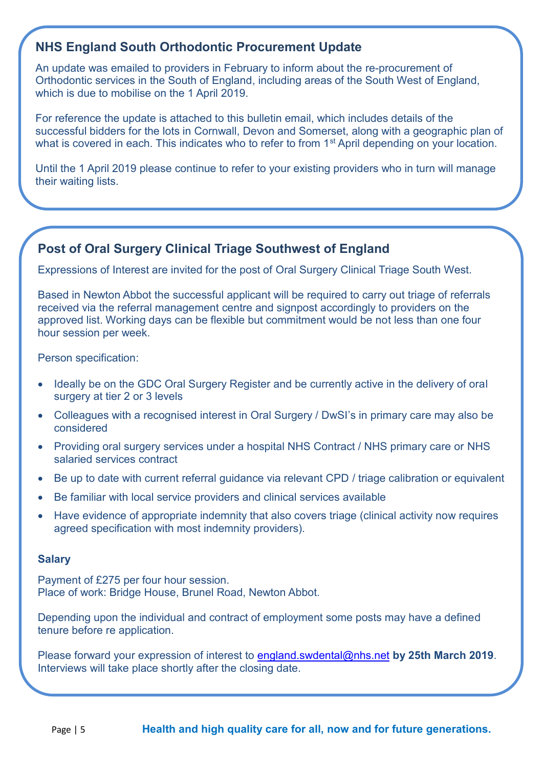## NHS England South Orthodontic Procurement Update

An update was emailed to providers in February to inform about the re-procurement of Orthodontic services in the South of England, including areas of the South West of England, which is due to mobilise on the 1 April 2019.

For reference the update is attached to this bulletin email, which includes details of the successful bidders for the lots in Cornwall, Devon and Somerset, along with a geographic plan of what is covered in each. This indicates who to refer to from 1st April depending on your location.

Until the 1 April 2019 please continue to refer to your existing providers who in turn will manage their waiting lists.

## Post of Oral Surgery Clinical Triage Southwest of England

Expressions of Interest are invited for the post of Oral Surgery Clinical Triage South West.

Based in Newton Abbot the successful applicant will be required to carry out triage of referrals received via the referral management centre and signpost accordingly to providers on the approved list. Working days can be flexible but commitment would be not less than one four hour session per week.

Person specification:

- Ideally be on the GDC Oral Surgery Register and be currently active in the delivery of oral surgery at tier 2 or 3 levels
- Colleagues with a recognised interest in Oral Surgery / DwSI's in primary care may also be considered
- Providing oral surgery services under a hospital NHS Contract / NHS primary care or NHS salaried services contract
- Be up to date with current referral guidance via relevant CPD / triage calibration or equivalent
- Be familiar with local service providers and clinical services available
- Have evidence of appropriate indemnity that also covers triage (clinical activity now requires agreed specification with most indemnity providers).

**Salary**

Payment of £275 per four hour session.
Place of work: Bridge House, Brunel Road, Newton Abbot.

Depending upon the individual and contract of employment some posts may have a defined tenure before re application.

Please forward your expression of interest to england.swdental@nhs.net **by 25th March 2019**. Interviews will take place shortly after the closing date.

**Health and high quality care for all, now and for future generations.**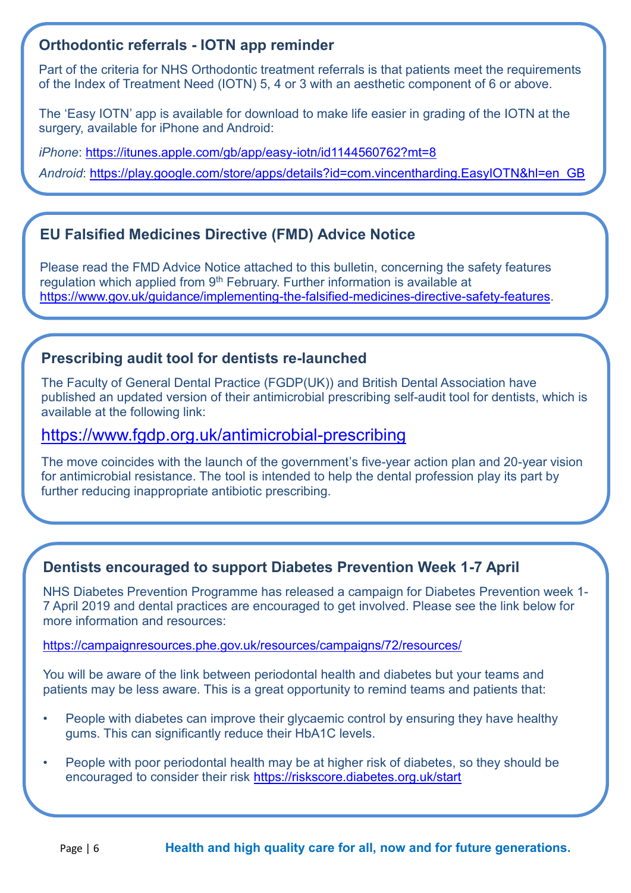## Orthodontic referrals - IOTN app reminder

Part of the criteria for NHS Orthodontic treatment referrals is that patients meet the requirements of the Index of Treatment Need (IOTN) 5, 4 or 3 with an aesthetic component of 6 or above.

The 'Easy IOTN' app is available for download to make life easier in grading of the IOTN at the surgery, available for iPhone and Android:

*iPhone*: https://itunes.apple.com/gb/app/easy-iotn/id1144560762?mt=8

*Android*: https://play.google.com/store/apps/details?id=com.vincentharding.EasyIOTN&hl=en_GB

## EU Falsified Medicines Directive (FMD) Advice Notice

Please read the FMD Advice Notice attached to this bulletin, concerning the safety features regulation which applied from 9th February. Further information is available at https://www.gov.uk/guidance/implementing-the-falsified-medicines-directive-safety-features.

## Prescribing audit tool for dentists re-launched

The Faculty of General Dental Practice (FGDP(UK)) and British Dental Association have published an updated version of their antimicrobial prescribing self-audit tool for dentists, which is available at the following link:

https://www.fgdp.org.uk/antimicrobial-prescribing

The move coincides with the launch of the government's five-year action plan and 20-year vision for antimicrobial resistance. The tool is intended to help the dental profession play its part by further reducing inappropriate antibiotic prescribing.

## Dentists encouraged to support Diabetes Prevention Week 1-7 April

NHS Diabetes Prevention Programme has released a campaign for Diabetes Prevention week 1-7 April 2019 and dental practices are encouraged to get involved. Please see the link below for more information and resources:

https://campaignresources.phe.gov.uk/resources/campaigns/72/resources/

You will be aware of the link between periodontal health and diabetes but your teams and patients may be less aware. This is a great opportunity to remind teams and patients that:

- People with diabetes can improve their glycaemic control by ensuring they have healthy gums. This can significantly reduce their HbA1C levels.
- People with poor periodontal health may be at higher risk of diabetes, so they should be encouraged to consider their risk https://riskscore.diabetes.org.uk/start

**Health and high quality care for all, now and for future generations.**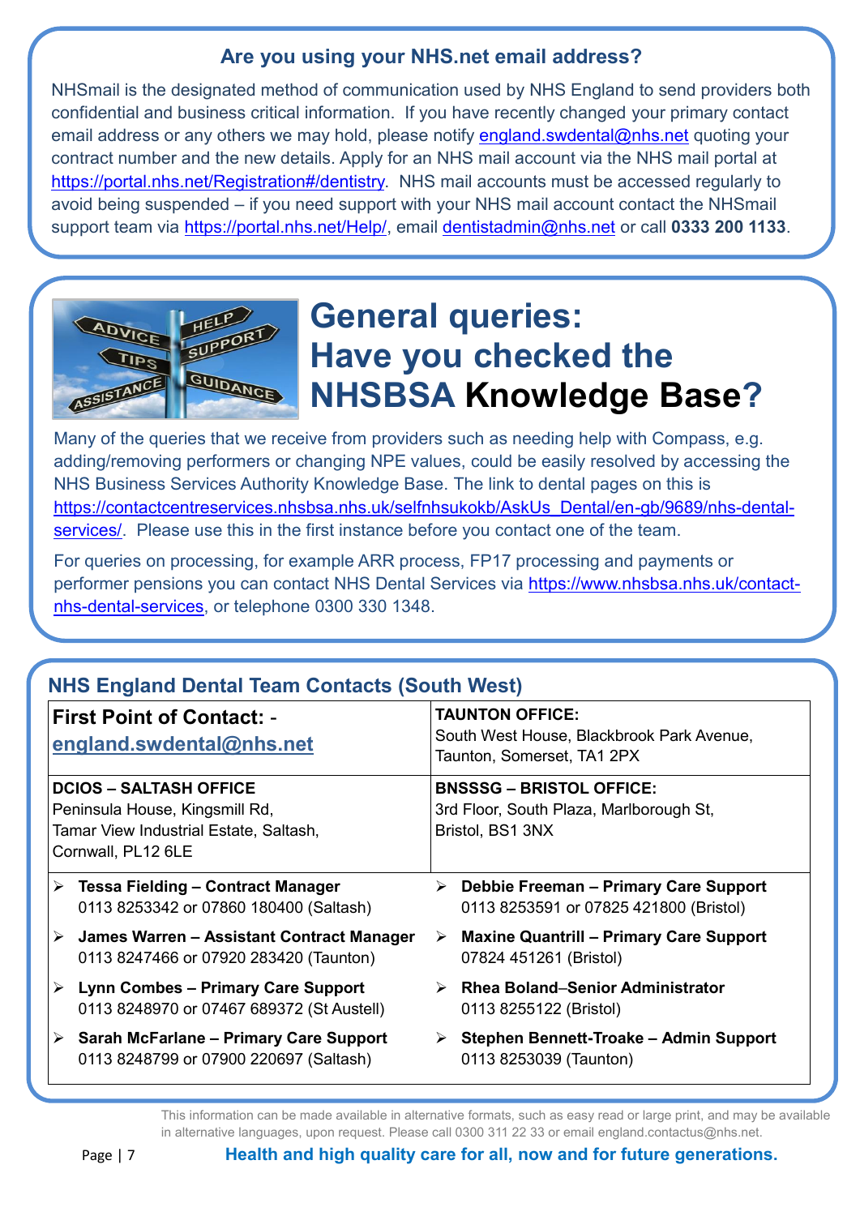## Are you using your NHS.net email address?

NHSmail is the designated method of communication used by NHS England to send providers both confidential and business critical information. If you have recently changed your primary contact email address or any others we may hold, please notify england.swdental@nhs.net quoting your contract number and the new details. Apply for an NHS mail account via the NHS mail portal at https://portal.nhs.net/Registration#/dentistry. NHS mail accounts must be accessed regularly to avoid being suspended – if you need support with your NHS mail account contact the NHSmail support team via https://portal.nhs.net/Help/, email dentistadmin@nhs.net or call **0333 200 1133**.

## General queries: Have you checked the NHSBSA **Knowledge Base**?

Many of the queries that we receive from providers such as needing help with Compass, e.g. adding/removing performers or changing NPE values, could be easily resolved by accessing the NHS Business Services Authority Knowledge Base. The link to dental pages on this is https://contactcentreservices.nhsbsa.nhs.uk/selfnhsukokb/AskUs_Dental/en-gb/9689/nhs-dental-services/. Please use this in the first instance before you contact one of the team.

For queries on processing, for example ARR process, FP17 processing and payments or performer pensions you can contact NHS Dental Services via https://www.nhsbsa.nhs.uk/contact-nhs-dental-services, or telephone 0300 330 1348.

## NHS England Dental Team Contacts (South West)

| **First Point of Contact:** - **england.swdental@nhs.net** | **TAUNTON OFFICE:** South West House, Blackbrook Park Avenue, Taunton, Somerset, TA1 2PX |
|---|---|
| **DCIOS – SALTASH OFFICE** Peninsula House, Kingsmill Rd, Tamar View Industrial Estate, Saltash, Cornwall, PL12 6LE | **BNSSSG – BRISTOL OFFICE:** 3rd Floor, South Plaza, Marlborough St, Bristol, BS1 3NX |

- **Tessa Fielding – Contract Manager**
  0113 8253342 or 07860 180400 (Saltash)
- **James Warren – Assistant Contract Manager**
  0113 8247466 or 07920 283420 (Taunton)
- **Lynn Combes – Primary Care Support**
  0113 8248970 or 07467 689372 (St Austell)
- **Sarah McFarlane – Primary Care Support**
  0113 8248799 or 07900 220697 (Saltash)
- **Debbie Freeman – Primary Care Support**
  0113 8253591 or 07825 421800 (Bristol)
- **Maxine Quantrill – Primary Care Support**
  07824 451261 (Bristol)
- **Rhea Boland–Senior Administrator**
  0113 8255122 (Bristol)
- **Stephen Bennett-Troake – Admin Support**
  0113 8253039 (Taunton)

This information can be made available in alternative formats, such as easy read or large print, and may be available in alternative languages, upon request. Please call 0300 311 22 33 or email england.contactus@nhs.net.

**Health and high quality care for all, now and for future generations.**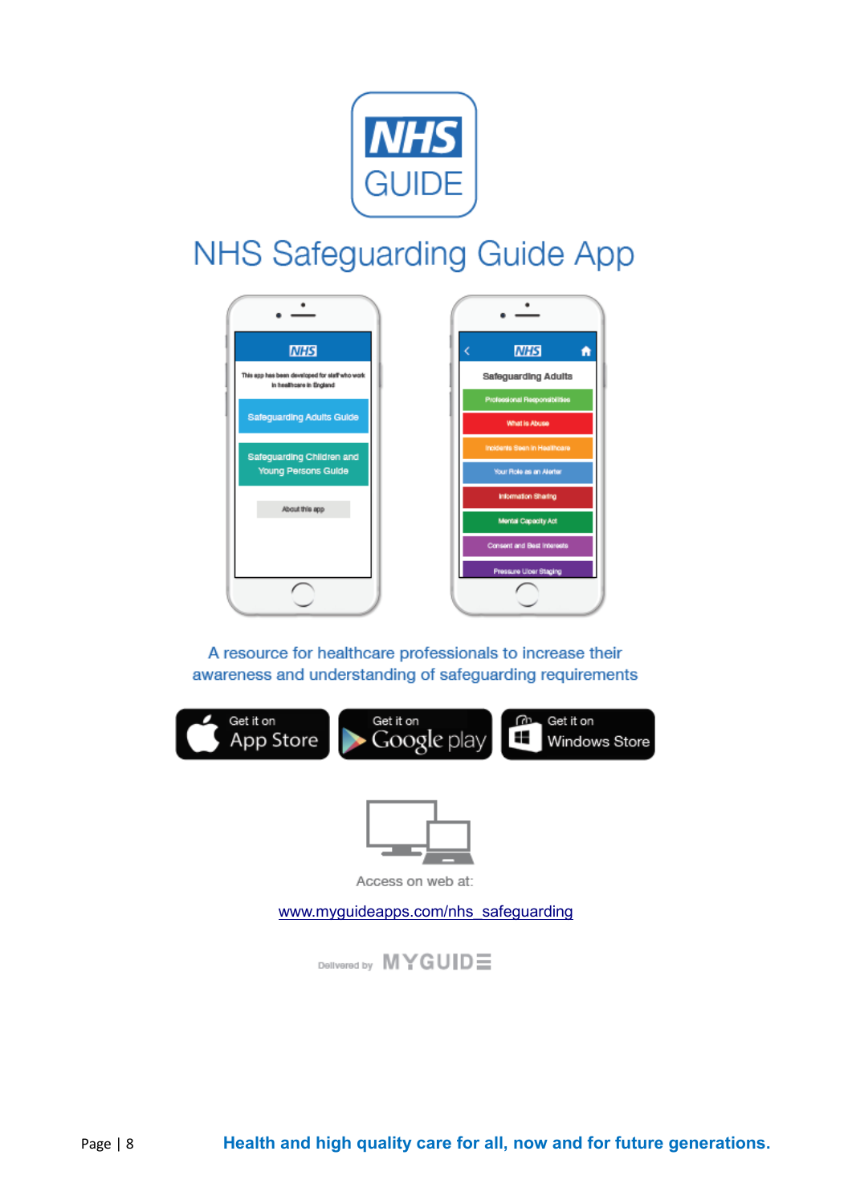# NHS Safeguarding Guide App

A resource for healthcare professionals to increase their awareness and understanding of safeguarding requirements

Get it on App Store

Get it on Google play

Get it on Windows Store

Access on web at:

www.myguideapps.com/nhs_safeguarding

Delivered by MYGUIDE

**Health and high quality care for all, now and for future generations.**